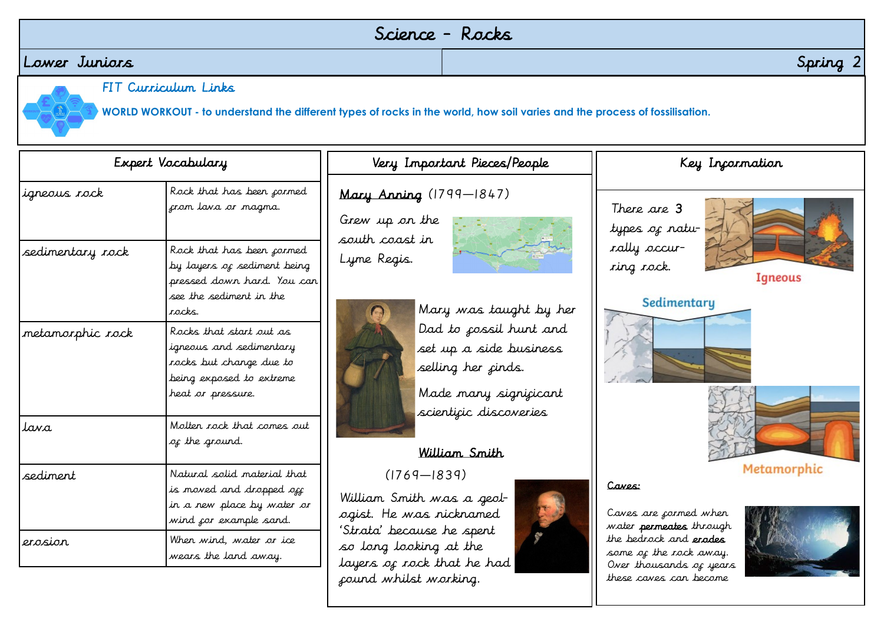# Science - Rocks

**Lower Juniors** | **Spring 2**

## FIT Curriculum Links

**WORLD WORKOUT - to understand the different types of rocks in the world, how soil varies and the process of fossilisation.**

## Expert Vocabulary

| Expert Vocabulary | |
|---|---|
| igneous rock | Rock that has been formed from lava or magma. |
| sedimentary rock | Rock that has been formed by layers of sediment being pressed down hard. You can see the sediment in the rocks. |
| metamorphic rock | Rocks that start out as igneous and sedimentary rocks but change due to being exposed to extreme heat or pressure. |
| lava | Molten rock that comes out of the ground. |
| sediment | Natural solid material that is moved and dropped off in a new place by water or wind for example sand. |
| erosion | When wind, water or ice wears the land away. |

## Very Important Pieces/People

**Mary Anning** (1799—1847)

Grew up on the south coast in Lyme Regis.

Mary was taught by her Dad to fossil hunt and set up a side business selling her finds.

Made many significant scientific discoveries

**William Smith**

(1769—1839)

William Smith was a geologist. He was nicknamed 'Strata' because he spent so long looking at the layers of rock that he had found whilst working.

## Key Information

There are 3 types of naturally occurring rock.

Igneous

Sedimentary

Metamorphic

**Caves:**

Caves are formed when water **permeates** through the bedrock and **erodes** some of the rock away. Over thousands of years these caves can become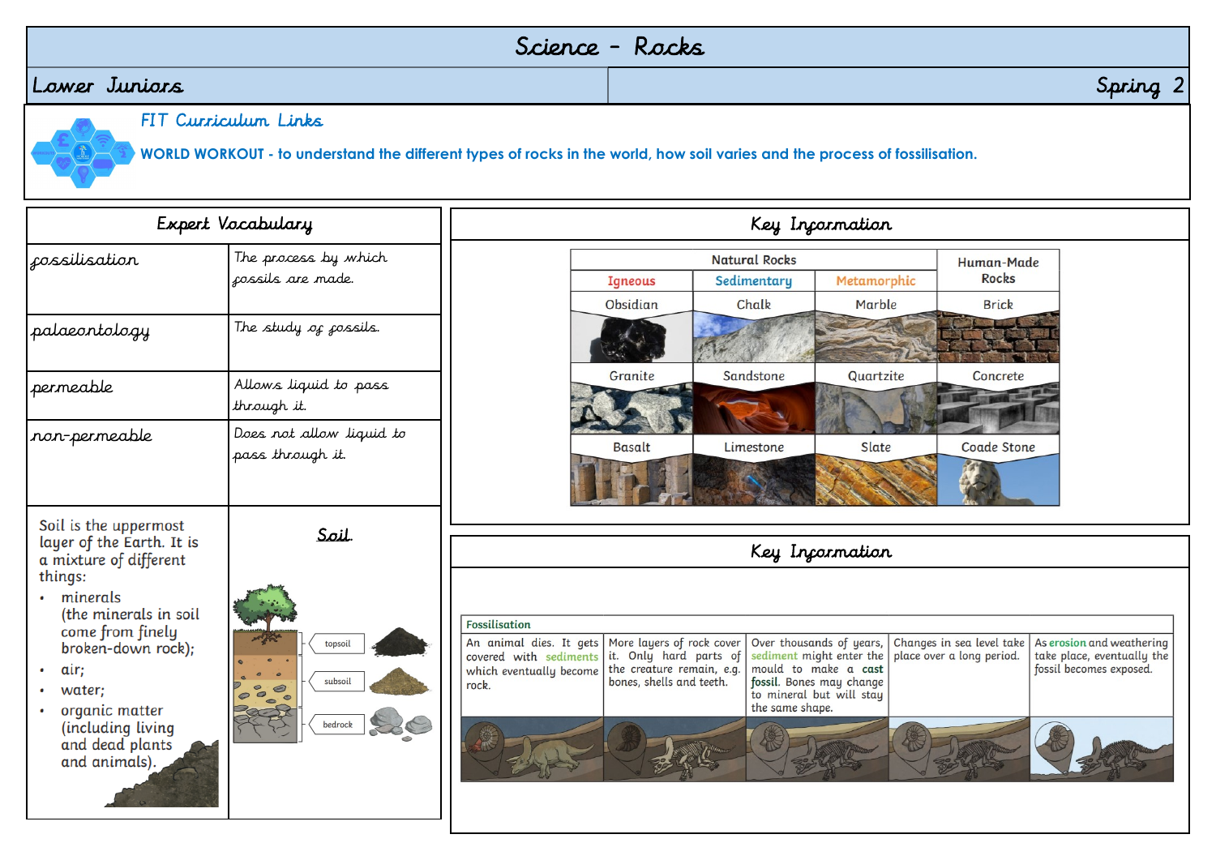# Science - Rocks

**Lower Juniors** | **Spring 2**

## FIT Curriculum Links

**WORLD WORKOUT - to understand the different types of rocks in the world, how soil varies and the process of fossilisation.**

## Expert Vocabulary

| | |
|---|---|
| fossilisation | The process by which fossils are made. |
| palaeontology | The study of fossils. |
| permeable | Allows liquid to pass through it. |
| non-permeable | Does not allow liquid to pass through it. |

Soil is the uppermost layer of the Earth. It is a mixture of different things:

- minerals (the minerals in soil come from finely broken-down rock);
- air;
- water;
- organic matter (including living and dead plants and animals).

### Soil

topsoil

subsoil

bedrock

## Key Information

| Natural Rocks | | | Human-Made Rocks |
|---|---|---|---|
| Igneous | Sedimentary | Metamorphic | |
| Obsidian | Chalk | Marble | Brick |
| Granite | Sandstone | Quartzite | Concrete |
| Basalt | Limestone | Slate | Coade Stone |

## Key Information

**Fossilisation**

| | | | | |
|---|---|---|---|---|
| An animal dies. It gets covered with sediments which eventually become rock. | More layers of rock cover it. Only hard parts of the creature remain, e.g. bones, shells and teeth. | Over thousands of years, sediment might enter the mould to make a cast fossil. Bones may change to mineral but will stay the same shape. | Changes in sea level take place over a long period. | As erosion and weathering take place, eventually the fossil becomes exposed. |